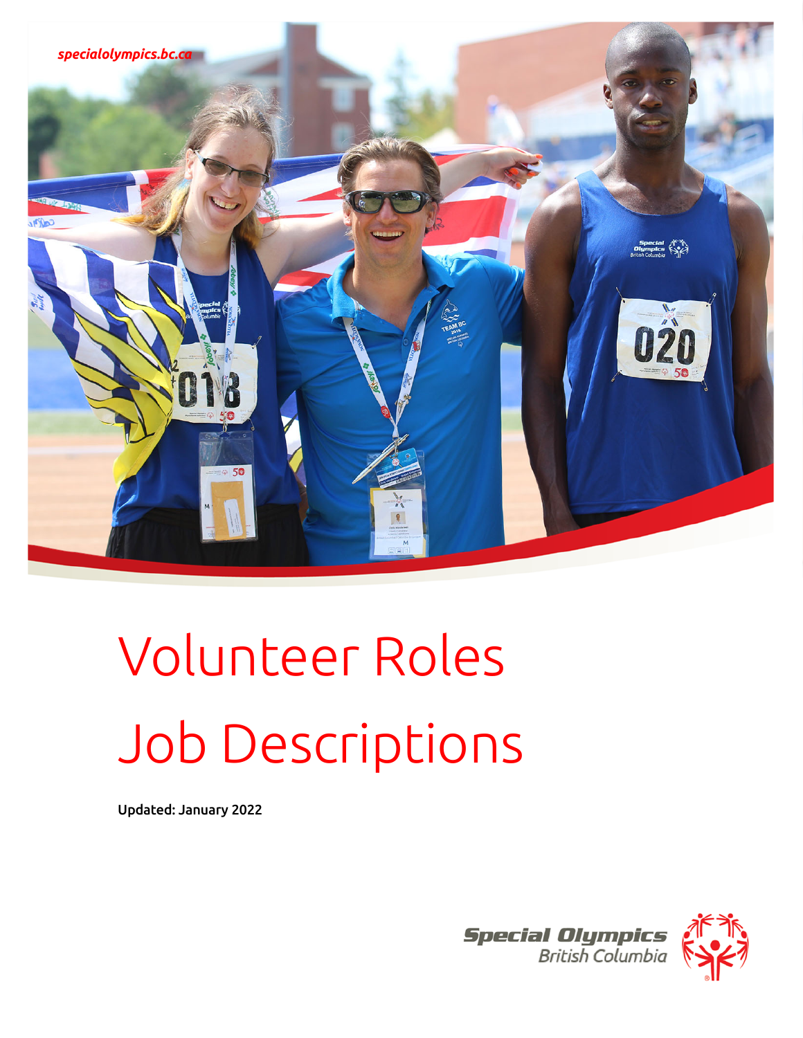specialolympics.bc.ca

# Volunteer Roles

# Job Descriptions

Updated: January 2022

Special Olympics British Columbia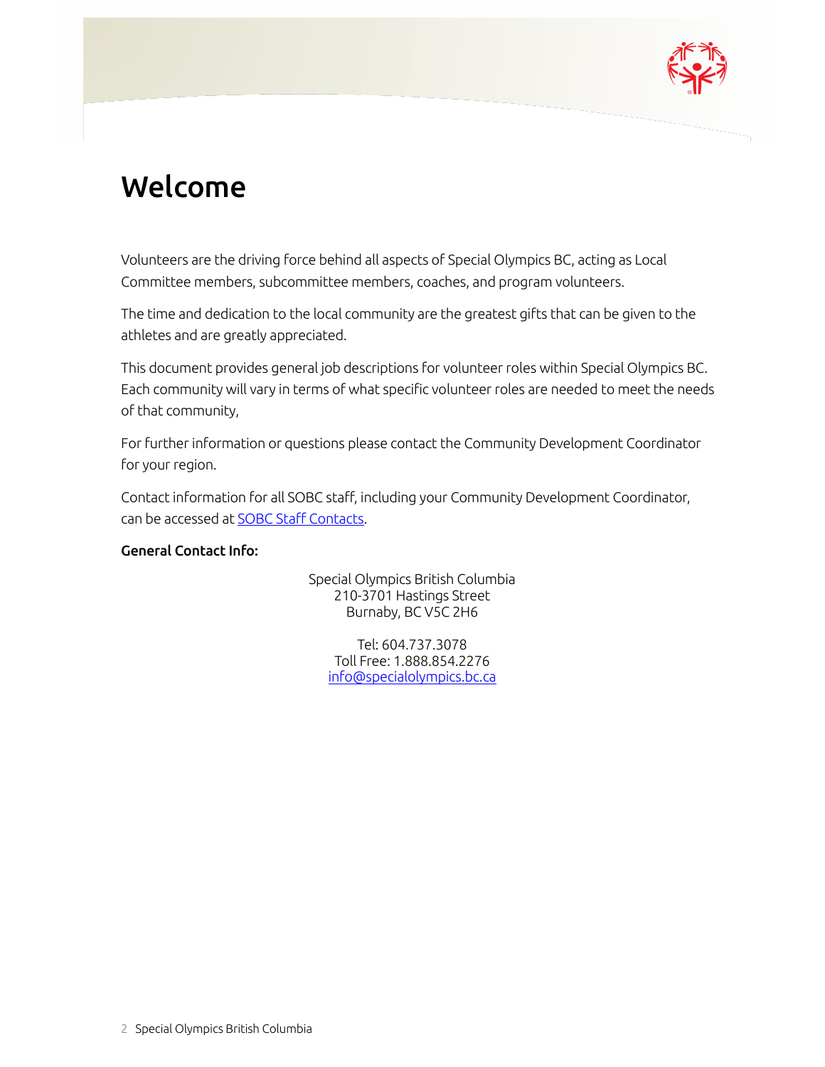# Welcome

Volunteers are the driving force behind all aspects of Special Olympics BC, acting as Local Committee members, subcommittee members, coaches, and program volunteers.

The time and dedication to the local community are the greatest gifts that can be given to the athletes and are greatly appreciated.

This document provides general job descriptions for volunteer roles within Special Olympics BC. Each community will vary in terms of what specific volunteer roles are needed to meet the needs of that community,

For further information or questions please contact the Community Development Coordinator for your region.

Contact information for all SOBC staff, including your Community Development Coordinator, can be accessed at SOBC Staff Contacts.

**General Contact Info:**

Special Olympics British Columbia
210-3701 Hastings Street
Burnaby, BC V5C 2H6

Tel: 604.737.3078
Toll Free: 1.888.854.2276
info@specialolympics.bc.ca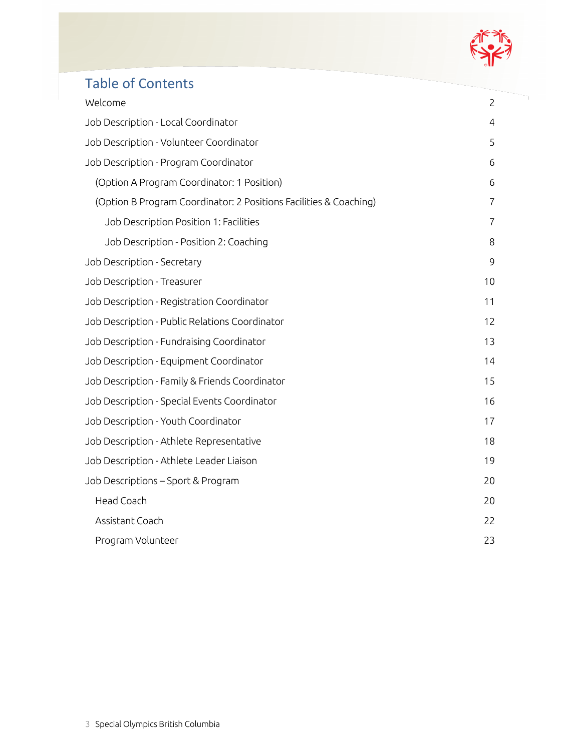# Table of Contents

| | |
|---|---|
| Welcome | 2 |
| Job Description - Local Coordinator | 4 |
| Job Description - Volunteer Coordinator | 5 |
| Job Description - Program Coordinator | 6 |
| (Option A Program Coordinator: 1 Position) | 6 |
| (Option B Program Coordinator: 2 Positions Facilities & Coaching) | 7 |
| Job Description Position 1: Facilities | 7 |
| Job Description - Position 2: Coaching | 8 |
| Job Description - Secretary | 9 |
| Job Description - Treasurer | 10 |
| Job Description - Registration Coordinator | 11 |
| Job Description - Public Relations Coordinator | 12 |
| Job Description - Fundraising Coordinator | 13 |
| Job Description - Equipment Coordinator | 14 |
| Job Description - Family & Friends Coordinator | 15 |
| Job Description - Special Events Coordinator | 16 |
| Job Description - Youth Coordinator | 17 |
| Job Description - Athlete Representative | 18 |
| Job Description - Athlete Leader Liaison | 19 |
| Job Descriptions – Sport & Program | 20 |
| Head Coach | 20 |
| Assistant Coach | 22 |
| Program Volunteer | 23 |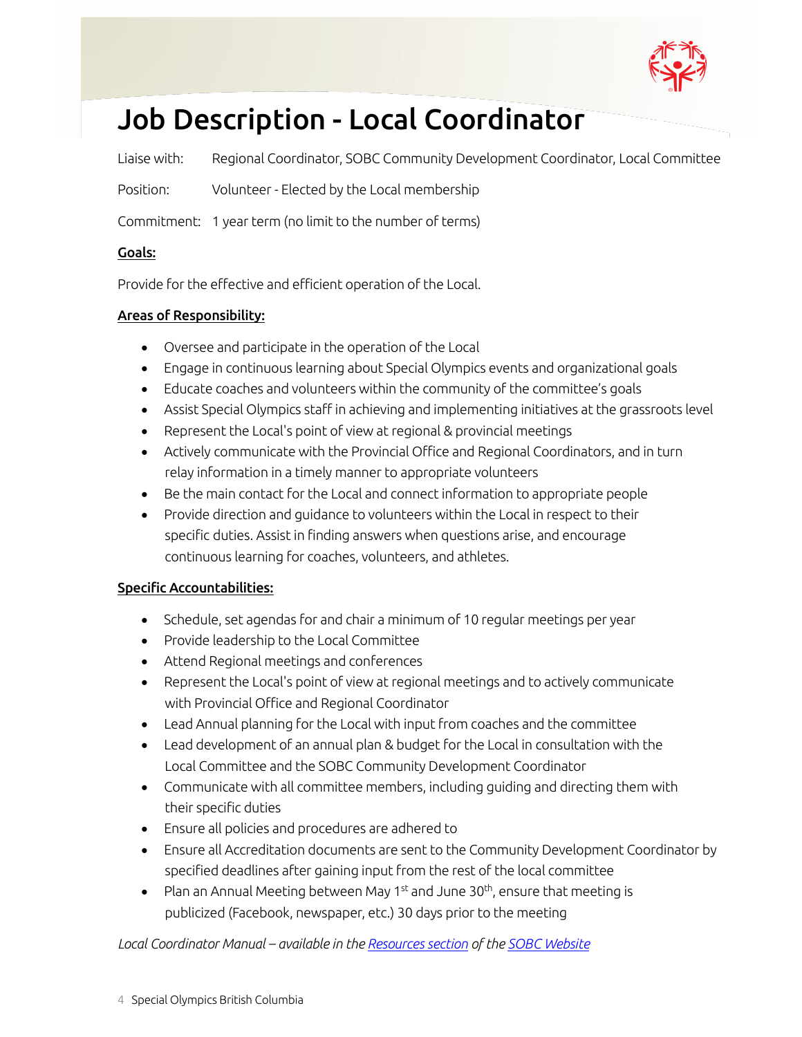# Job Description - Local Coordinator

Liaise with: Regional Coordinator, SOBC Community Development Coordinator, Local Committee

Position: Volunteer - Elected by the Local membership

Commitment: 1 year term (no limit to the number of terms)

**Goals:**

Provide for the effective and efficient operation of the Local.

**Areas of Responsibility:**

- Oversee and participate in the operation of the Local
- Engage in continuous learning about Special Olympics events and organizational goals
- Educate coaches and volunteers within the community of the committee's goals
- Assist Special Olympics staff in achieving and implementing initiatives at the grassroots level
- Represent the Local's point of view at regional & provincial meetings
- Actively communicate with the Provincial Office and Regional Coordinators, and in turn relay information in a timely manner to appropriate volunteers
- Be the main contact for the Local and connect information to appropriate people
- Provide direction and guidance to volunteers within the Local in respect to their specific duties. Assist in finding answers when questions arise, and encourage continuous learning for coaches, volunteers, and athletes.

**Specific Accountabilities:**

- Schedule, set agendas for and chair a minimum of 10 regular meetings per year
- Provide leadership to the Local Committee
- Attend Regional meetings and conferences
- Represent the Local's point of view at regional meetings and to actively communicate with Provincial Office and Regional Coordinator
- Lead Annual planning for the Local with input from coaches and the committee
- Lead development of an annual plan & budget for the Local in consultation with the Local Committee and the SOBC Community Development Coordinator
- Communicate with all committee members, including guiding and directing them with their specific duties
- Ensure all policies and procedures are adhered to
- Ensure all Accreditation documents are sent to the Community Development Coordinator by specified deadlines after gaining input from the rest of the local committee
- Plan an Annual Meeting between May 1st and June 30th, ensure that meeting is publicized (Facebook, newspaper, etc.) 30 days prior to the meeting

*Local Coordinator Manual – available in the Resources section of the SOBC Website*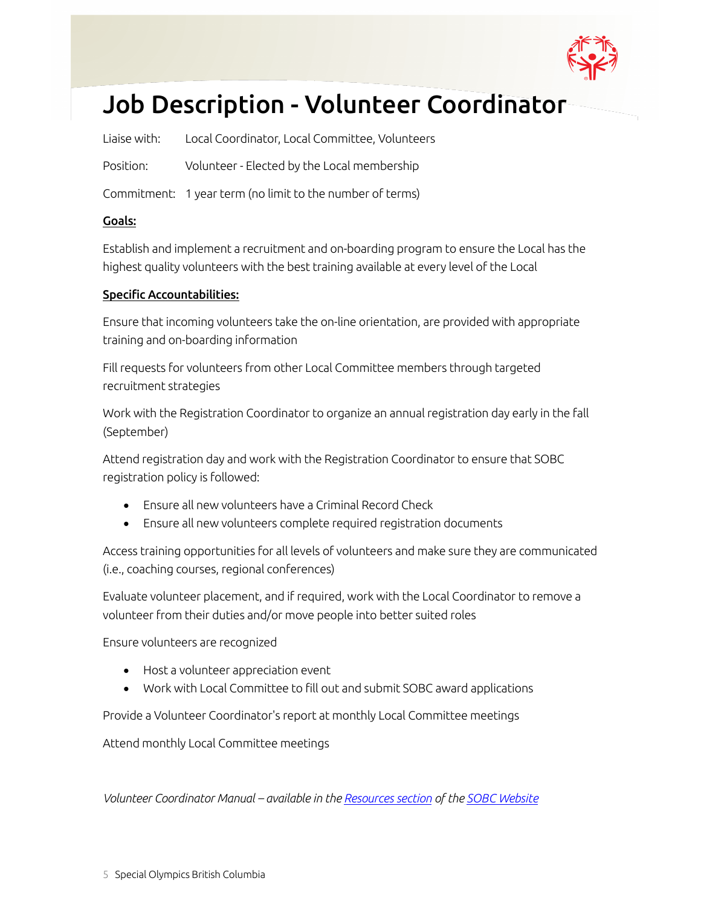# Job Description - Volunteer Coordinator

Liaise with: Local Coordinator, Local Committee, Volunteers

Position: Volunteer - Elected by the Local membership

Commitment: 1 year term (no limit to the number of terms)

**Goals:**

Establish and implement a recruitment and on-boarding program to ensure the Local has the highest quality volunteers with the best training available at every level of the Local

**Specific Accountabilities:**

Ensure that incoming volunteers take the on-line orientation, are provided with appropriate training and on-boarding information

Fill requests for volunteers from other Local Committee members through targeted recruitment strategies

Work with the Registration Coordinator to organize an annual registration day early in the fall (September)

Attend registration day and work with the Registration Coordinator to ensure that SOBC registration policy is followed:

- Ensure all new volunteers have a Criminal Record Check
- Ensure all new volunteers complete required registration documents

Access training opportunities for all levels of volunteers and make sure they are communicated (i.e., coaching courses, regional conferences)

Evaluate volunteer placement, and if required, work with the Local Coordinator to remove a volunteer from their duties and/or move people into better suited roles

Ensure volunteers are recognized

- Host a volunteer appreciation event
- Work with Local Committee to fill out and submit SOBC award applications

Provide a Volunteer Coordinator's report at monthly Local Committee meetings

Attend monthly Local Committee meetings

*Volunteer Coordinator Manual – available in the Resources section of the SOBC Website*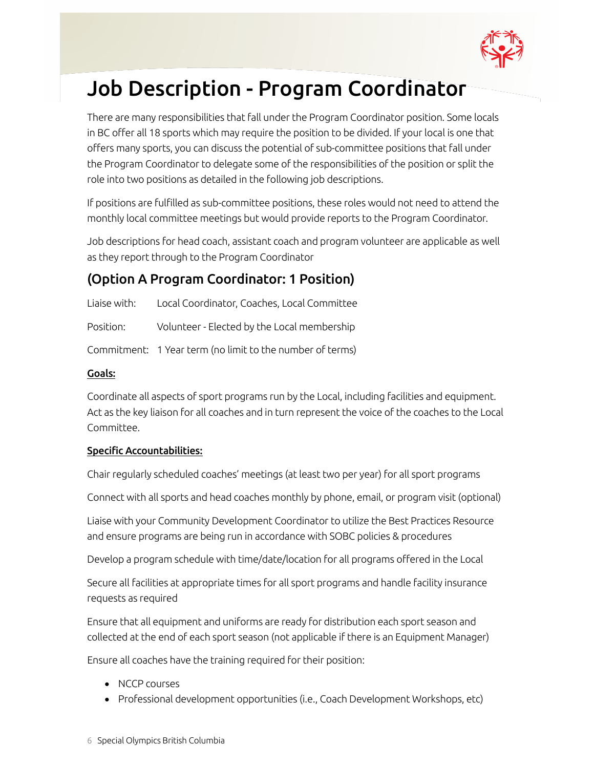# Job Description - Program Coordinator

There are many responsibilities that fall under the Program Coordinator position. Some locals in BC offer all 18 sports which may require the position to be divided. If your local is one that offers many sports, you can discuss the potential of sub-committee positions that fall under the Program Coordinator to delegate some of the responsibilities of the position or split the role into two positions as detailed in the following job descriptions.

If positions are fulfilled as sub-committee positions, these roles would not need to attend the monthly local committee meetings but would provide reports to the Program Coordinator.

Job descriptions for head coach, assistant coach and program volunteer are applicable as well as they report through to the Program Coordinator

## (Option A Program Coordinator: 1 Position)

Liaise with: Local Coordinator, Coaches, Local Committee

Position: Volunteer - Elected by the Local membership

Commitment: 1 Year term (no limit to the number of terms)

**Goals:**

Coordinate all aspects of sport programs run by the Local, including facilities and equipment. Act as the key liaison for all coaches and in turn represent the voice of the coaches to the Local Committee.

**Specific Accountabilities:**

Chair regularly scheduled coaches' meetings (at least two per year) for all sport programs

Connect with all sports and head coaches monthly by phone, email, or program visit (optional)

Liaise with your Community Development Coordinator to utilize the Best Practices Resource and ensure programs are being run in accordance with SOBC policies & procedures

Develop a program schedule with time/date/location for all programs offered in the Local

Secure all facilities at appropriate times for all sport programs and handle facility insurance requests as required

Ensure that all equipment and uniforms are ready for distribution each sport season and collected at the end of each sport season (not applicable if there is an Equipment Manager)

Ensure all coaches have the training required for their position:

- NCCP courses
- Professional development opportunities (i.e., Coach Development Workshops, etc)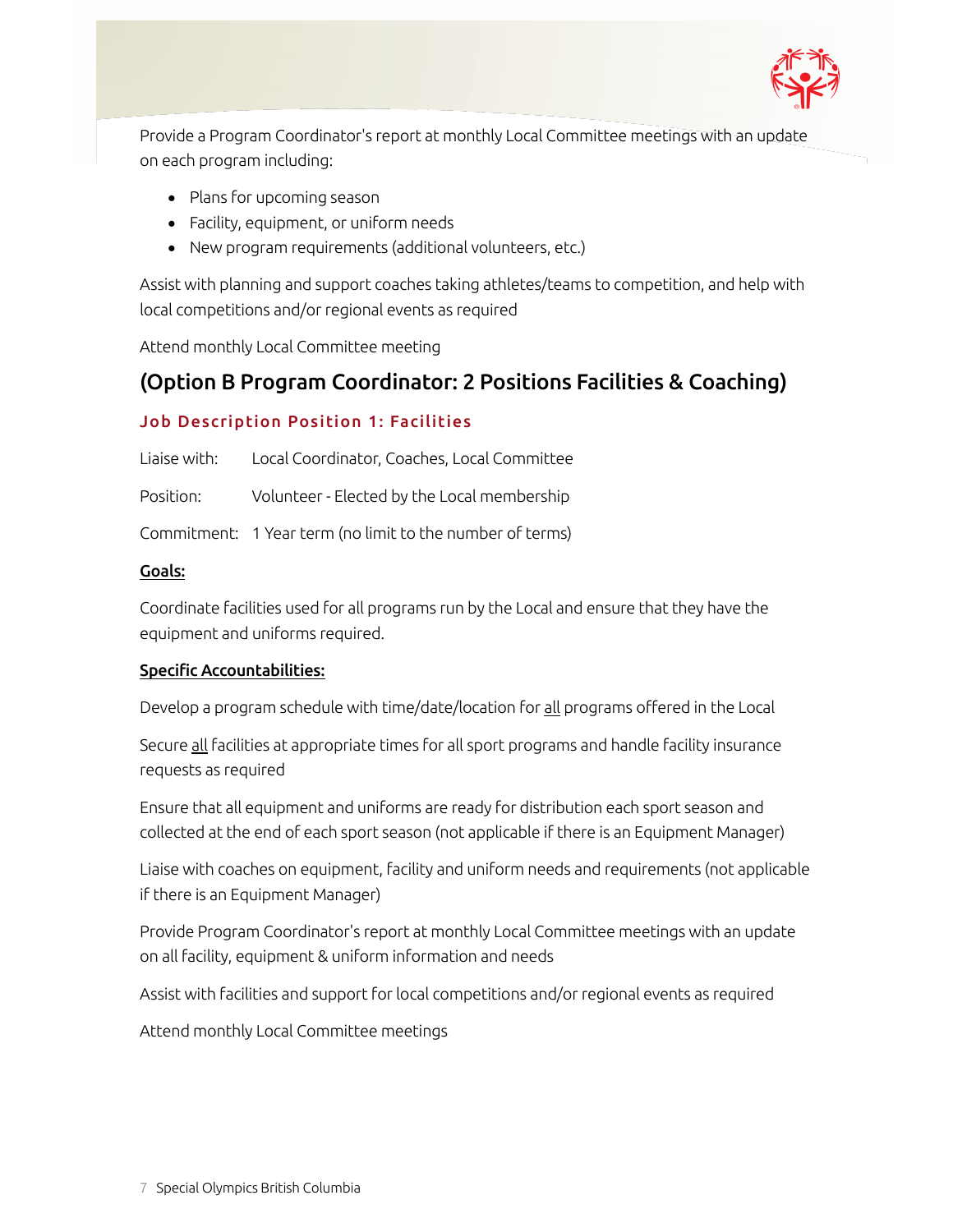Provide a Program Coordinator's report at monthly Local Committee meetings with an update on each program including:

- Plans for upcoming season
- Facility, equipment, or uniform needs
- New program requirements (additional volunteers, etc.)

Assist with planning and support coaches taking athletes/teams to competition, and help with local competitions and/or regional events as required

Attend monthly Local Committee meeting

## (Option B Program Coordinator: 2 Positions Facilities & Coaching)

### Job Description Position 1: Facilities

Liaise with: Local Coordinator, Coaches, Local Committee

Position: Volunteer - Elected by the Local membership

Commitment: 1 Year term (no limit to the number of terms)

**Goals:**

Coordinate facilities used for all programs run by the Local and ensure that they have the equipment and uniforms required.

**Specific Accountabilities:**

Develop a program schedule with time/date/location for all programs offered in the Local

Secure all facilities at appropriate times for all sport programs and handle facility insurance requests as required

Ensure that all equipment and uniforms are ready for distribution each sport season and collected at the end of each sport season (not applicable if there is an Equipment Manager)

Liaise with coaches on equipment, facility and uniform needs and requirements (not applicable if there is an Equipment Manager)

Provide Program Coordinator's report at monthly Local Committee meetings with an update on all facility, equipment & uniform information and needs

Assist with facilities and support for local competitions and/or regional events as required

Attend monthly Local Committee meetings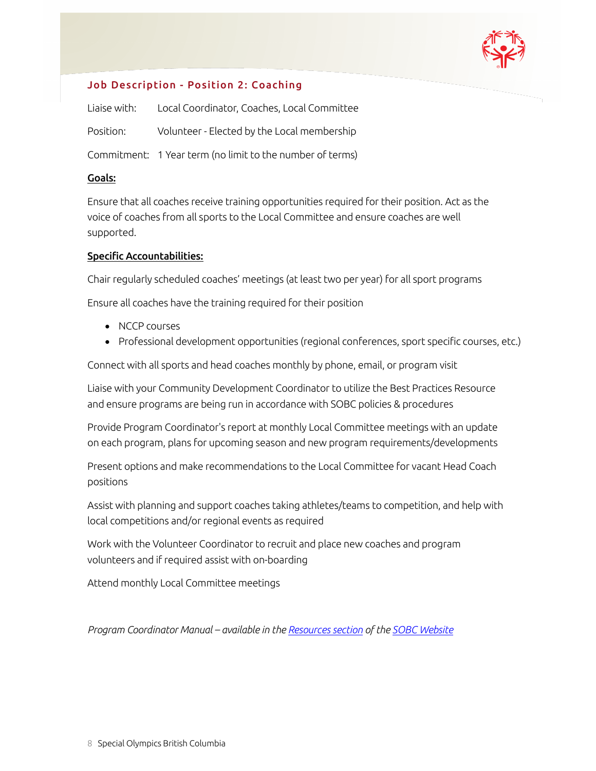## Job Description - Position 2: Coaching

Liaise with: Local Coordinator, Coaches, Local Committee

Position: Volunteer - Elected by the Local membership

Commitment: 1 Year term (no limit to the number of terms)

**Goals:**

Ensure that all coaches receive training opportunities required for their position. Act as the voice of coaches from all sports to the Local Committee and ensure coaches are well supported.

**Specific Accountabilities:**

Chair regularly scheduled coaches' meetings (at least two per year) for all sport programs

Ensure all coaches have the training required for their position

- NCCP courses
- Professional development opportunities (regional conferences, sport specific courses, etc.)

Connect with all sports and head coaches monthly by phone, email, or program visit

Liaise with your Community Development Coordinator to utilize the Best Practices Resource and ensure programs are being run in accordance with SOBC policies & procedures

Provide Program Coordinator's report at monthly Local Committee meetings with an update on each program, plans for upcoming season and new program requirements/developments

Present options and make recommendations to the Local Committee for vacant Head Coach positions

Assist with planning and support coaches taking athletes/teams to competition, and help with local competitions and/or regional events as required

Work with the Volunteer Coordinator to recruit and place new coaches and program volunteers and if required assist with on-boarding

Attend monthly Local Committee meetings

*Program Coordinator Manual – available in the Resources section of the SOBC Website*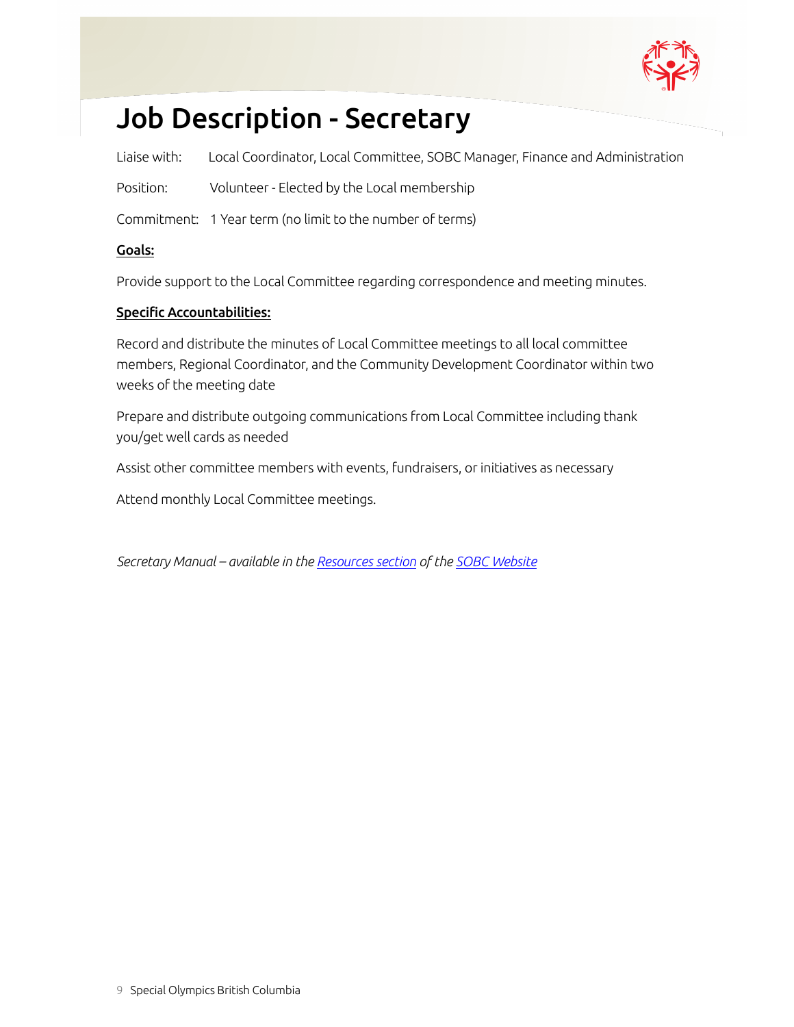# Job Description - Secretary

Liaise with: Local Coordinator, Local Committee, SOBC Manager, Finance and Administration

Position: Volunteer - Elected by the Local membership

Commitment: 1 Year term (no limit to the number of terms)

**Goals:**

Provide support to the Local Committee regarding correspondence and meeting minutes.

**Specific Accountabilities:**

Record and distribute the minutes of Local Committee meetings to all local committee members, Regional Coordinator, and the Community Development Coordinator within two weeks of the meeting date

Prepare and distribute outgoing communications from Local Committee including thank you/get well cards as needed

Assist other committee members with events, fundraisers, or initiatives as necessary

Attend monthly Local Committee meetings.

*Secretary Manual – available in the Resources section of the SOBC Website*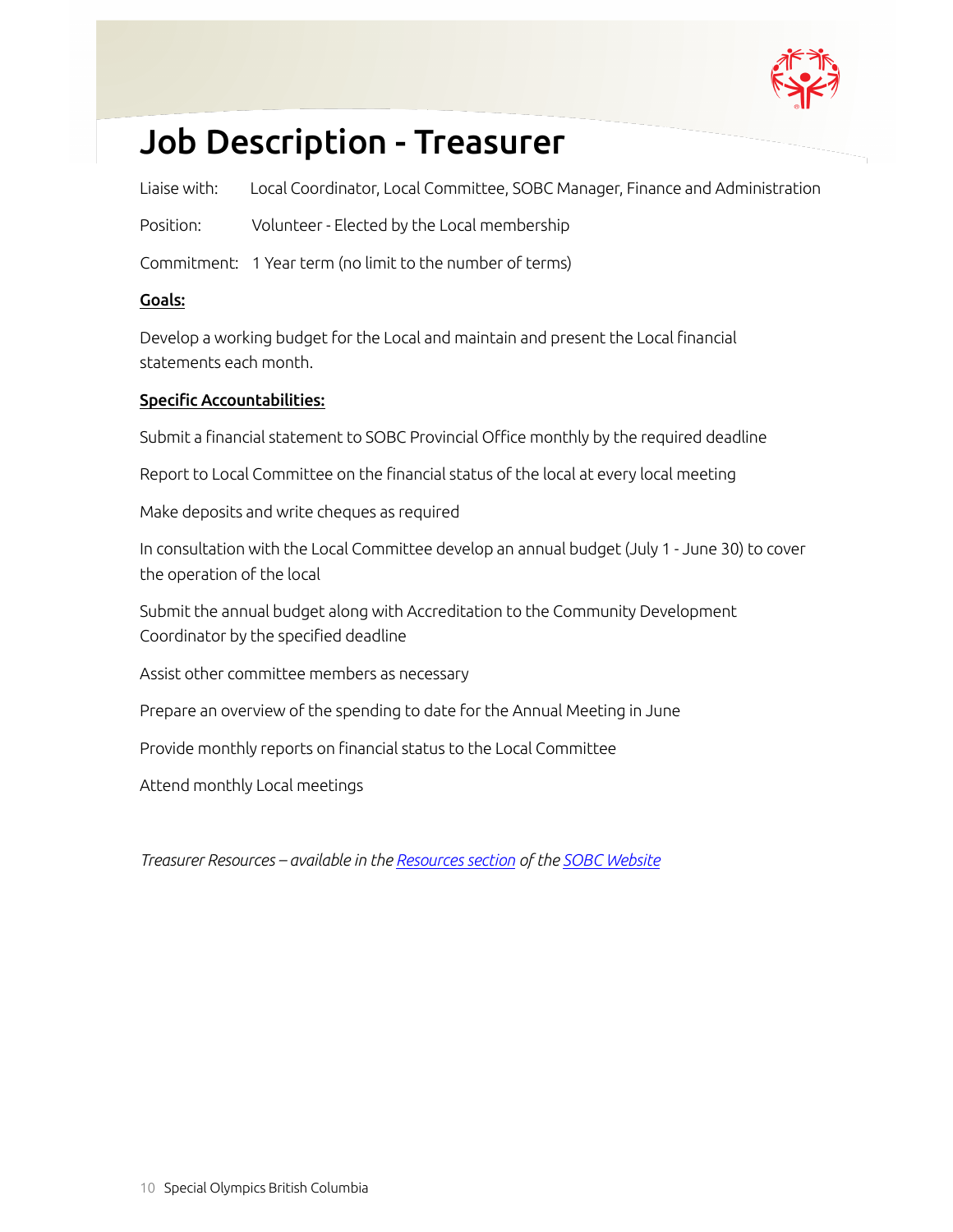# Job Description - Treasurer

Liaise with: Local Coordinator, Local Committee, SOBC Manager, Finance and Administration

Position: Volunteer - Elected by the Local membership

Commitment: 1 Year term (no limit to the number of terms)

**Goals:**

Develop a working budget for the Local and maintain and present the Local financial statements each month.

**Specific Accountabilities:**

Submit a financial statement to SOBC Provincial Office monthly by the required deadline

Report to Local Committee on the financial status of the local at every local meeting

Make deposits and write cheques as required

In consultation with the Local Committee develop an annual budget (July 1 - June 30) to cover the operation of the local

Submit the annual budget along with Accreditation to the Community Development Coordinator by the specified deadline

Assist other committee members as necessary

Prepare an overview of the spending to date for the Annual Meeting in June

Provide monthly reports on financial status to the Local Committee

Attend monthly Local meetings

*Treasurer Resources – available in the Resources section of the SOBC Website*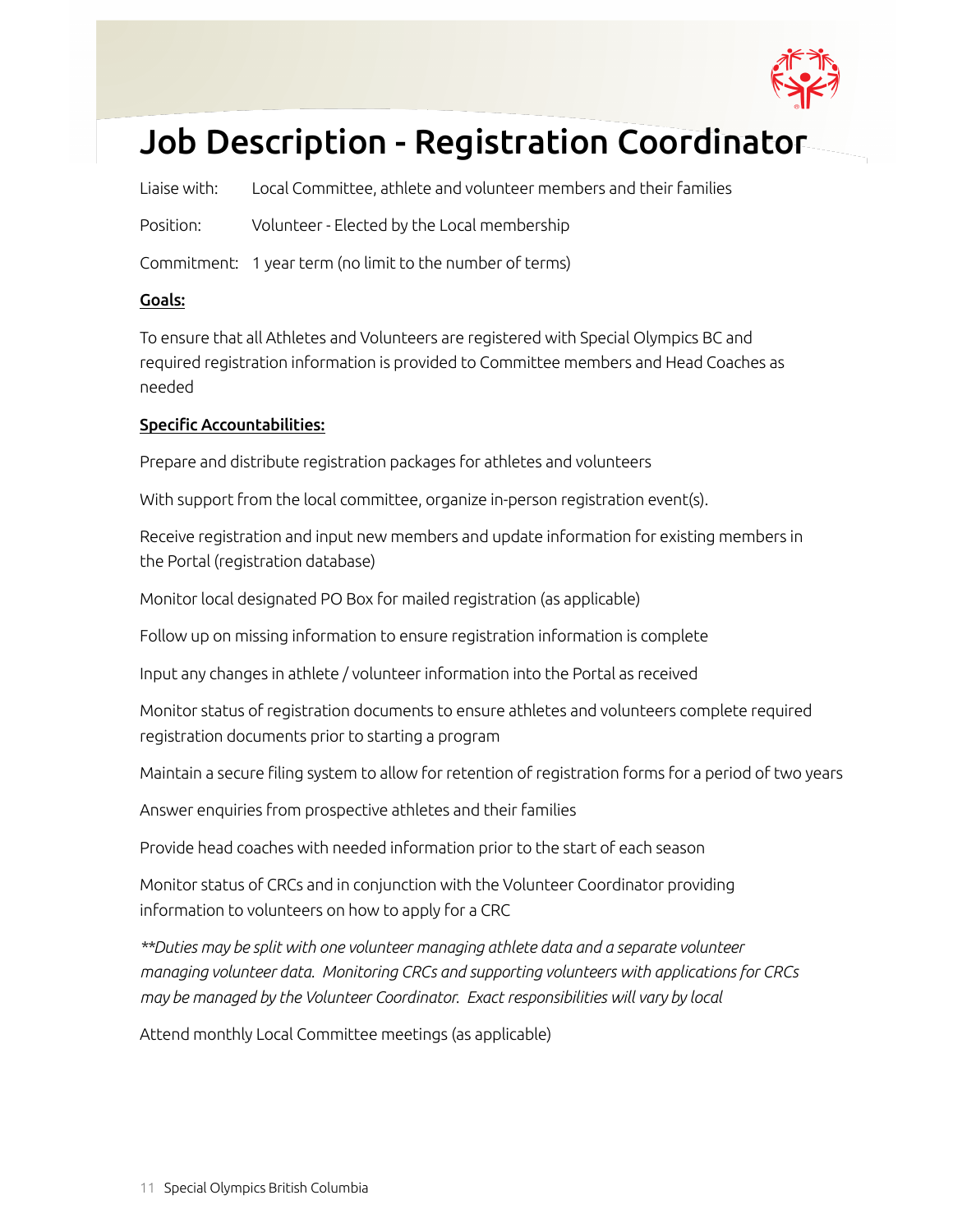# Job Description - Registration Coordinator

Liaise with: Local Committee, athlete and volunteer members and their families

Position: Volunteer - Elected by the Local membership

Commitment: 1 year term (no limit to the number of terms)

**Goals:**

To ensure that all Athletes and Volunteers are registered with Special Olympics BC and required registration information is provided to Committee members and Head Coaches as needed

**Specific Accountabilities:**

Prepare and distribute registration packages for athletes and volunteers

With support from the local committee, organize in-person registration event(s).

Receive registration and input new members and update information for existing members in the Portal (registration database)

Monitor local designated PO Box for mailed registration (as applicable)

Follow up on missing information to ensure registration information is complete

Input any changes in athlete / volunteer information into the Portal as received

Monitor status of registration documents to ensure athletes and volunteers complete required registration documents prior to starting a program

Maintain a secure filing system to allow for retention of registration forms for a period of two years

Answer enquiries from prospective athletes and their families

Provide head coaches with needed information prior to the start of each season

Monitor status of CRCs and in conjunction with the Volunteer Coordinator providing information to volunteers on how to apply for a CRC

*\*\*Duties may be split with one volunteer managing athlete data and a separate volunteer managing volunteer data. Monitoring CRCs and supporting volunteers with applications for CRCs may be managed by the Volunteer Coordinator. Exact responsibilities will vary by local*

Attend monthly Local Committee meetings (as applicable)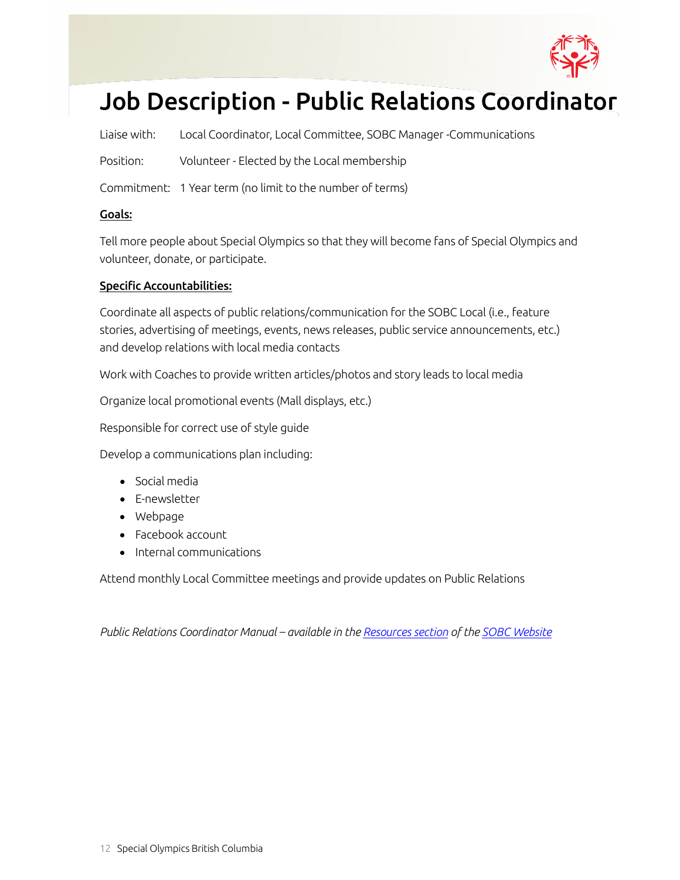# Job Description - Public Relations Coordinator

Liaise with: Local Coordinator, Local Committee, SOBC Manager -Communications

Position: Volunteer - Elected by the Local membership

Commitment: 1 Year term (no limit to the number of terms)

**Goals:**

Tell more people about Special Olympics so that they will become fans of Special Olympics and volunteer, donate, or participate.

**Specific Accountabilities:**

Coordinate all aspects of public relations/communication for the SOBC Local (i.e., feature stories, advertising of meetings, events, news releases, public service announcements, etc.) and develop relations with local media contacts

Work with Coaches to provide written articles/photos and story leads to local media

Organize local promotional events (Mall displays, etc.)

Responsible for correct use of style guide

Develop a communications plan including:

- Social media
- E-newsletter
- Webpage
- Facebook account
- Internal communications

Attend monthly Local Committee meetings and provide updates on Public Relations

*Public Relations Coordinator Manual – available in the Resources section of the SOBC Website*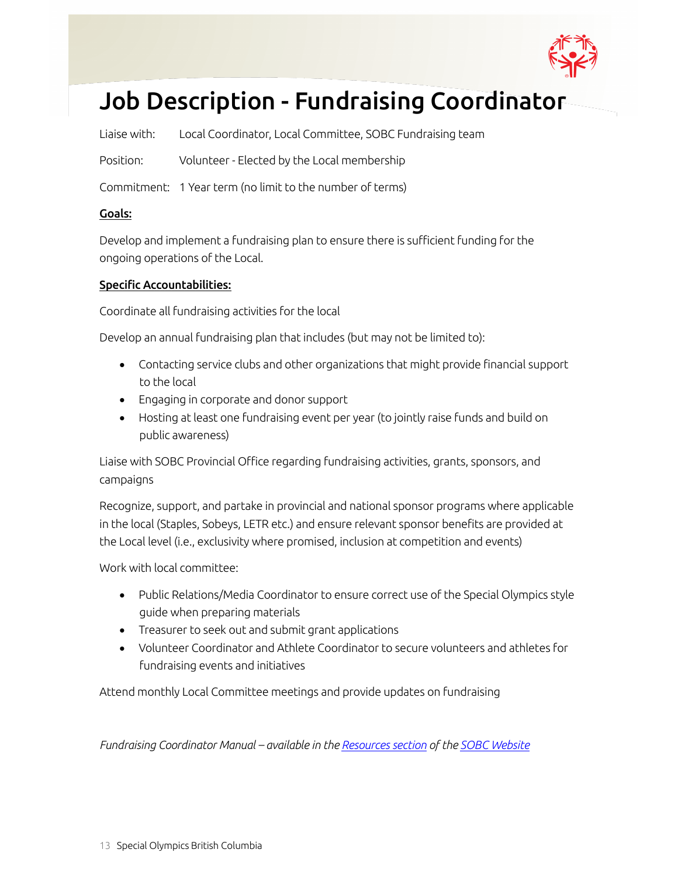# Job Description - Fundraising Coordinator

Liaise with: Local Coordinator, Local Committee, SOBC Fundraising team

Position: Volunteer - Elected by the Local membership

Commitment: 1 Year term (no limit to the number of terms)

**Goals:**

Develop and implement a fundraising plan to ensure there is sufficient funding for the ongoing operations of the Local.

**Specific Accountabilities:**

Coordinate all fundraising activities for the local

Develop an annual fundraising plan that includes (but may not be limited to):

- Contacting service clubs and other organizations that might provide financial support to the local
- Engaging in corporate and donor support
- Hosting at least one fundraising event per year (to jointly raise funds and build on public awareness)

Liaise with SOBC Provincial Office regarding fundraising activities, grants, sponsors, and campaigns

Recognize, support, and partake in provincial and national sponsor programs where applicable in the local (Staples, Sobeys, LETR etc.) and ensure relevant sponsor benefits are provided at the Local level (i.e., exclusivity where promised, inclusion at competition and events)

Work with local committee:

- Public Relations/Media Coordinator to ensure correct use of the Special Olympics style guide when preparing materials
- Treasurer to seek out and submit grant applications
- Volunteer Coordinator and Athlete Coordinator to secure volunteers and athletes for fundraising events and initiatives

Attend monthly Local Committee meetings and provide updates on fundraising

*Fundraising Coordinator Manual – available in the Resources section of the SOBC Website*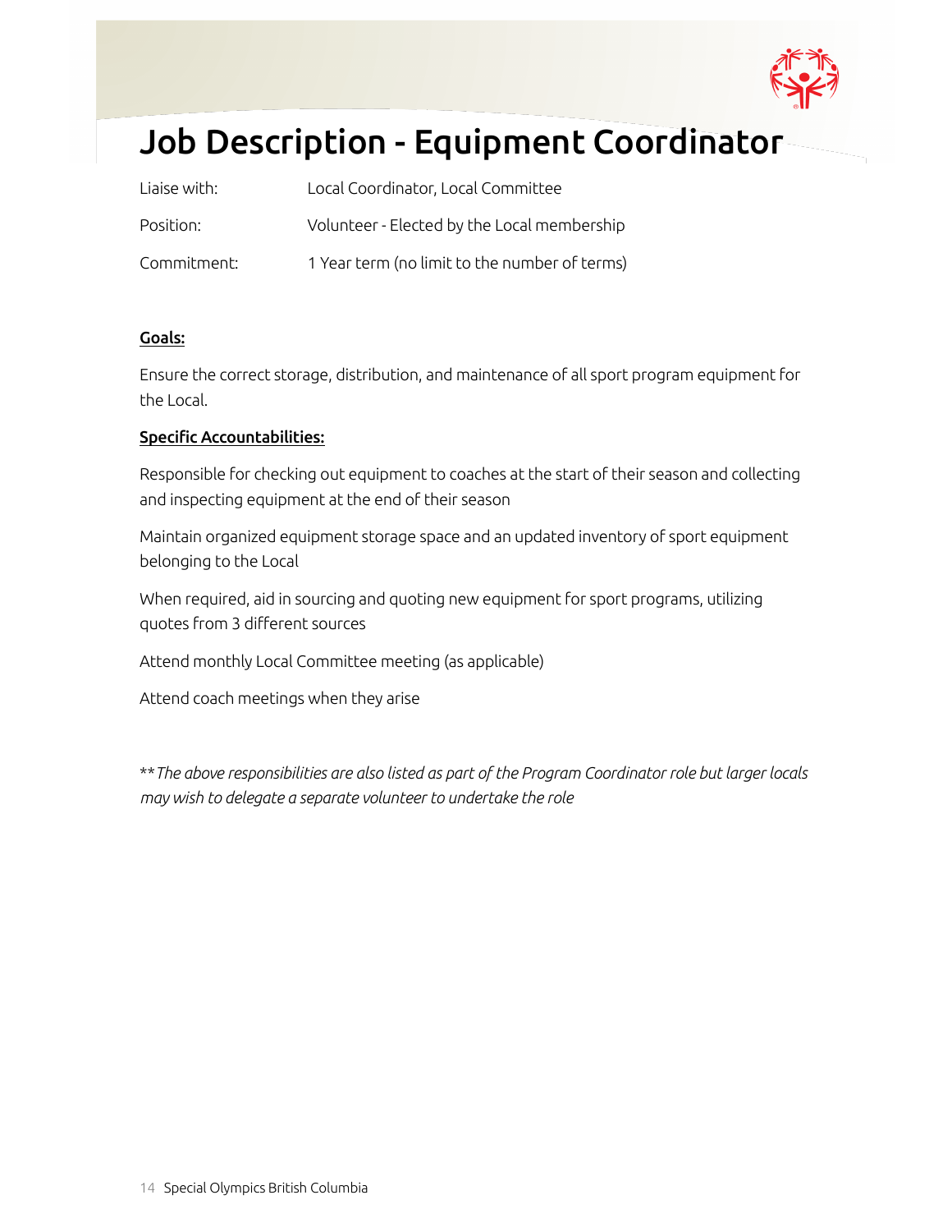# Job Description - Equipment Coordinator

| | |
|---|---|
| Liaise with: | Local Coordinator, Local Committee |
| Position: | Volunteer - Elected by the Local membership |
| Commitment: | 1 Year term (no limit to the number of terms) |

**Goals:**

Ensure the correct storage, distribution, and maintenance of all sport program equipment for the Local.

**Specific Accountabilities:**

Responsible for checking out equipment to coaches at the start of their season and collecting and inspecting equipment at the end of their season

Maintain organized equipment storage space and an updated inventory of sport equipment belonging to the Local

When required, aid in sourcing and quoting new equipment for sport programs, utilizing quotes from 3 different sources

Attend monthly Local Committee meeting (as applicable)

Attend coach meetings when they arise

*\*\*The above responsibilities are also listed as part of the Program Coordinator role but larger locals may wish to delegate a separate volunteer to undertake the role*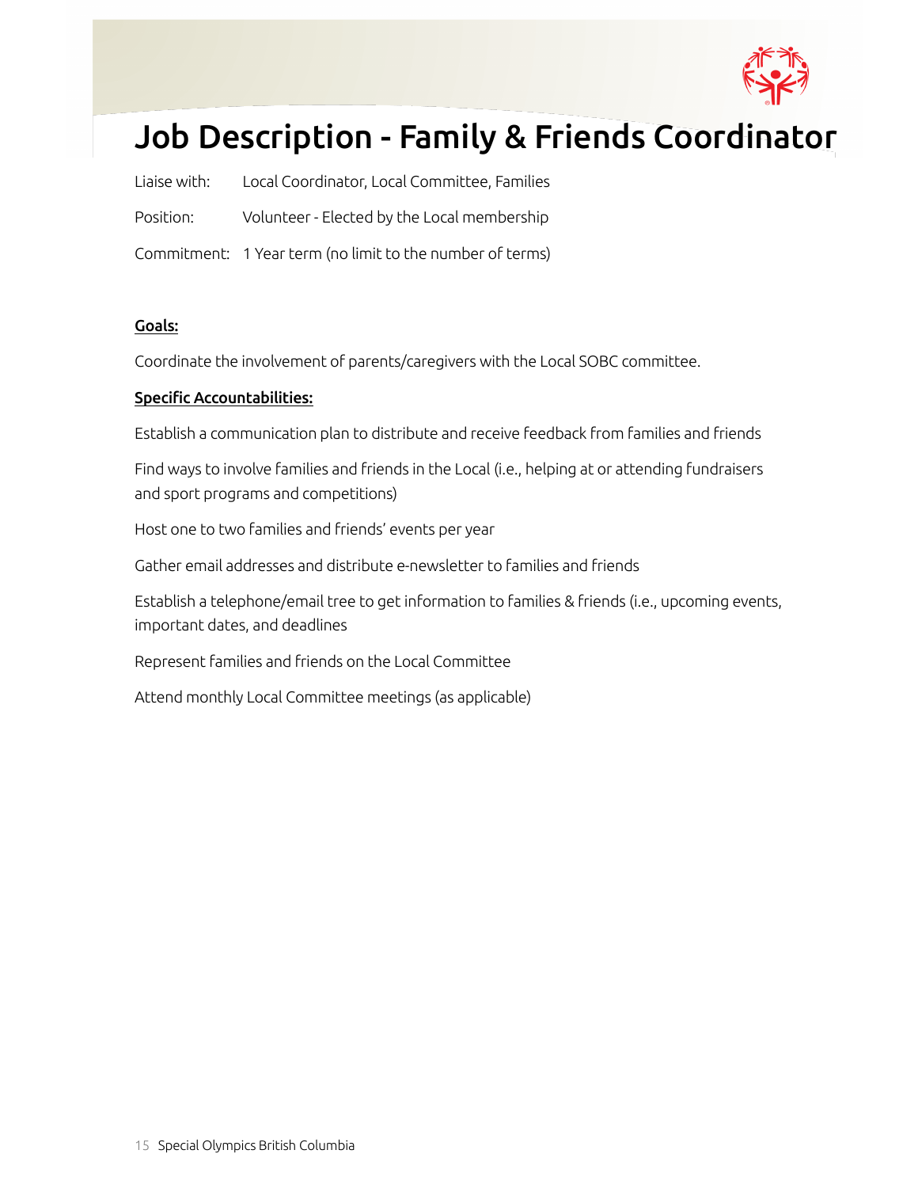# Job Description - Family & Friends Coordinator

Liaise with: Local Coordinator, Local Committee, Families

Position: Volunteer - Elected by the Local membership

Commitment: 1 Year term (no limit to the number of terms)

**Goals:**

Coordinate the involvement of parents/caregivers with the Local SOBC committee.

**Specific Accountabilities:**

Establish a communication plan to distribute and receive feedback from families and friends

Find ways to involve families and friends in the Local (i.e., helping at or attending fundraisers and sport programs and competitions)

Host one to two families and friends' events per year

Gather email addresses and distribute e-newsletter to families and friends

Establish a telephone/email tree to get information to families & friends (i.e., upcoming events, important dates, and deadlines

Represent families and friends on the Local Committee

Attend monthly Local Committee meetings (as applicable)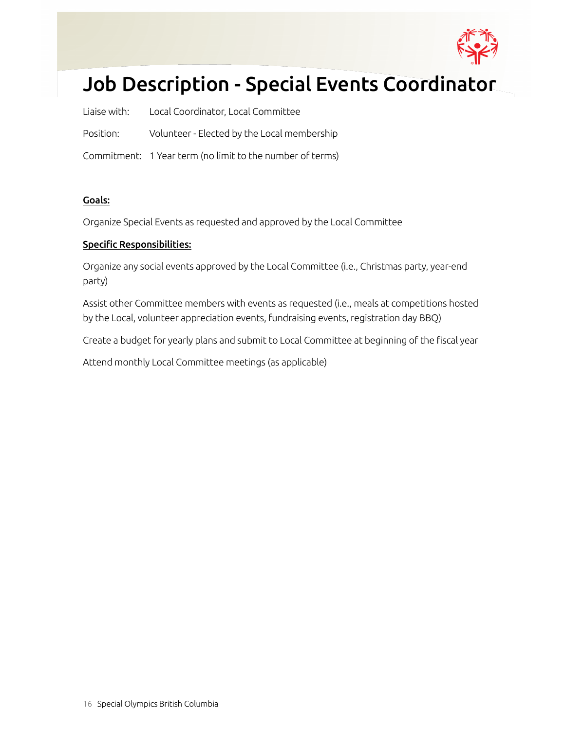# Job Description - Special Events Coordinator

Liaise with: Local Coordinator, Local Committee

Position: Volunteer - Elected by the Local membership

Commitment: 1 Year term (no limit to the number of terms)

**Goals:**

Organize Special Events as requested and approved by the Local Committee

**Specific Responsibilities:**

Organize any social events approved by the Local Committee (i.e., Christmas party, year-end party)

Assist other Committee members with events as requested (i.e., meals at competitions hosted by the Local, volunteer appreciation events, fundraising events, registration day BBQ)

Create a budget for yearly plans and submit to Local Committee at beginning of the fiscal year

Attend monthly Local Committee meetings (as applicable)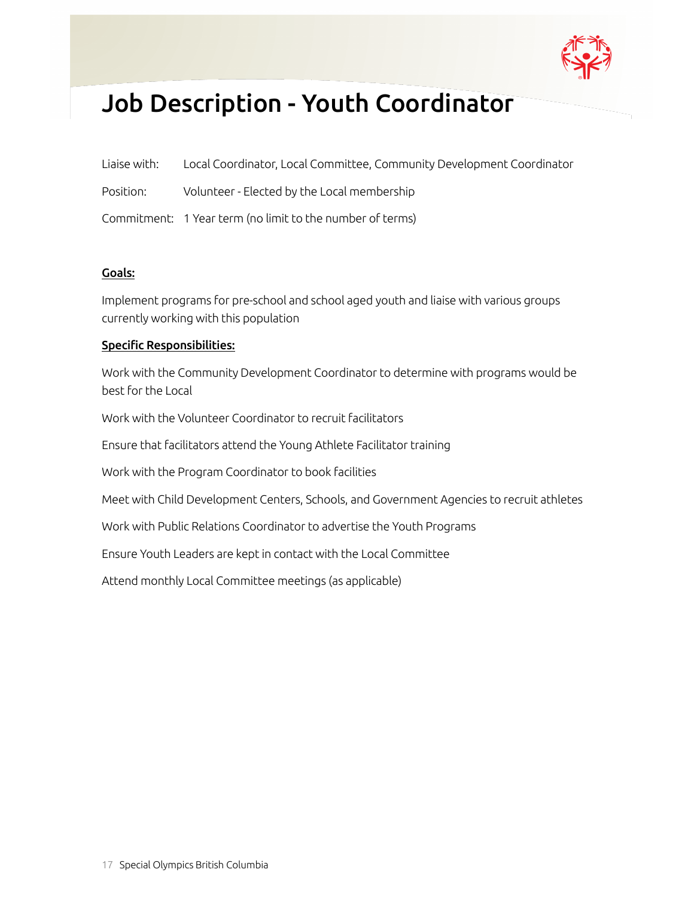# Job Description - Youth Coordinator

Liaise with: Local Coordinator, Local Committee, Community Development Coordinator

Position: Volunteer - Elected by the Local membership

Commitment: 1 Year term (no limit to the number of terms)

**Goals:**

Implement programs for pre-school and school aged youth and liaise with various groups currently working with this population

**Specific Responsibilities:**

Work with the Community Development Coordinator to determine with programs would be best for the Local

Work with the Volunteer Coordinator to recruit facilitators

Ensure that facilitators attend the Young Athlete Facilitator training

Work with the Program Coordinator to book facilities

Meet with Child Development Centers, Schools, and Government Agencies to recruit athletes

Work with Public Relations Coordinator to advertise the Youth Programs

Ensure Youth Leaders are kept in contact with the Local Committee

Attend monthly Local Committee meetings (as applicable)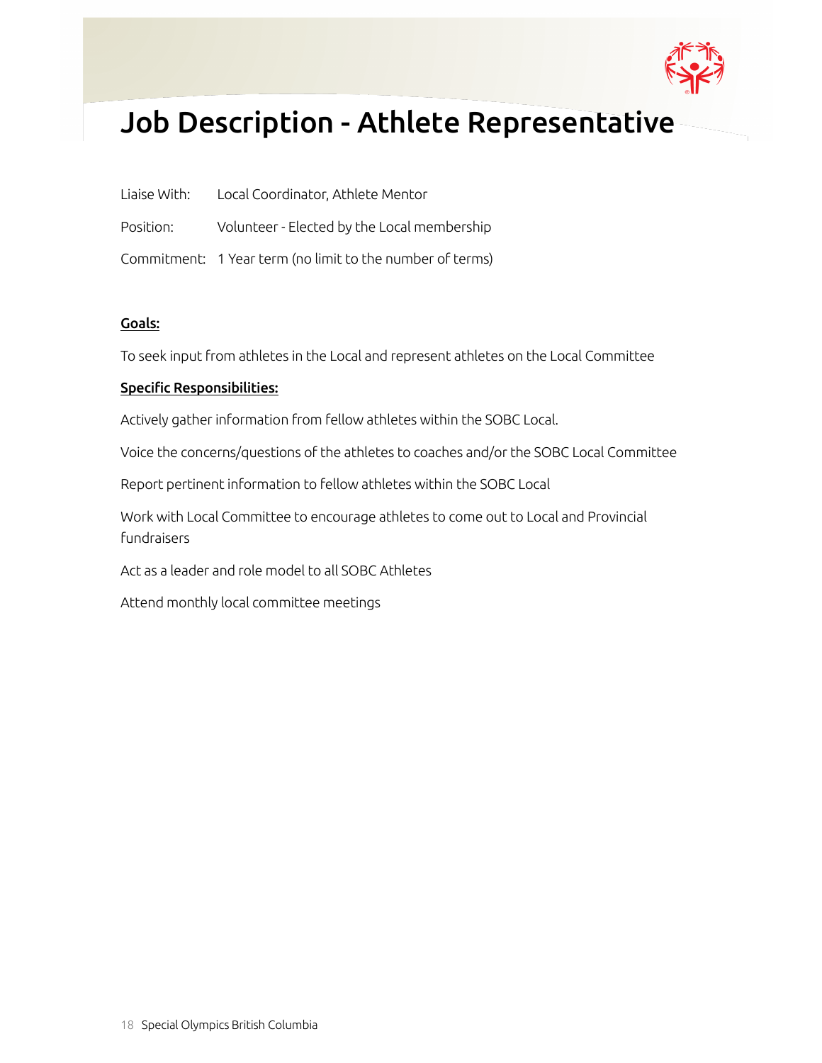# Job Description - Athlete Representative

Liaise With: Local Coordinator, Athlete Mentor

Position: Volunteer - Elected by the Local membership

Commitment: 1 Year term (no limit to the number of terms)

**Goals:**

To seek input from athletes in the Local and represent athletes on the Local Committee

**Specific Responsibilities:**

Actively gather information from fellow athletes within the SOBC Local.

Voice the concerns/questions of the athletes to coaches and/or the SOBC Local Committee

Report pertinent information to fellow athletes within the SOBC Local

Work with Local Committee to encourage athletes to come out to Local and Provincial fundraisers

Act as a leader and role model to all SOBC Athletes

Attend monthly local committee meetings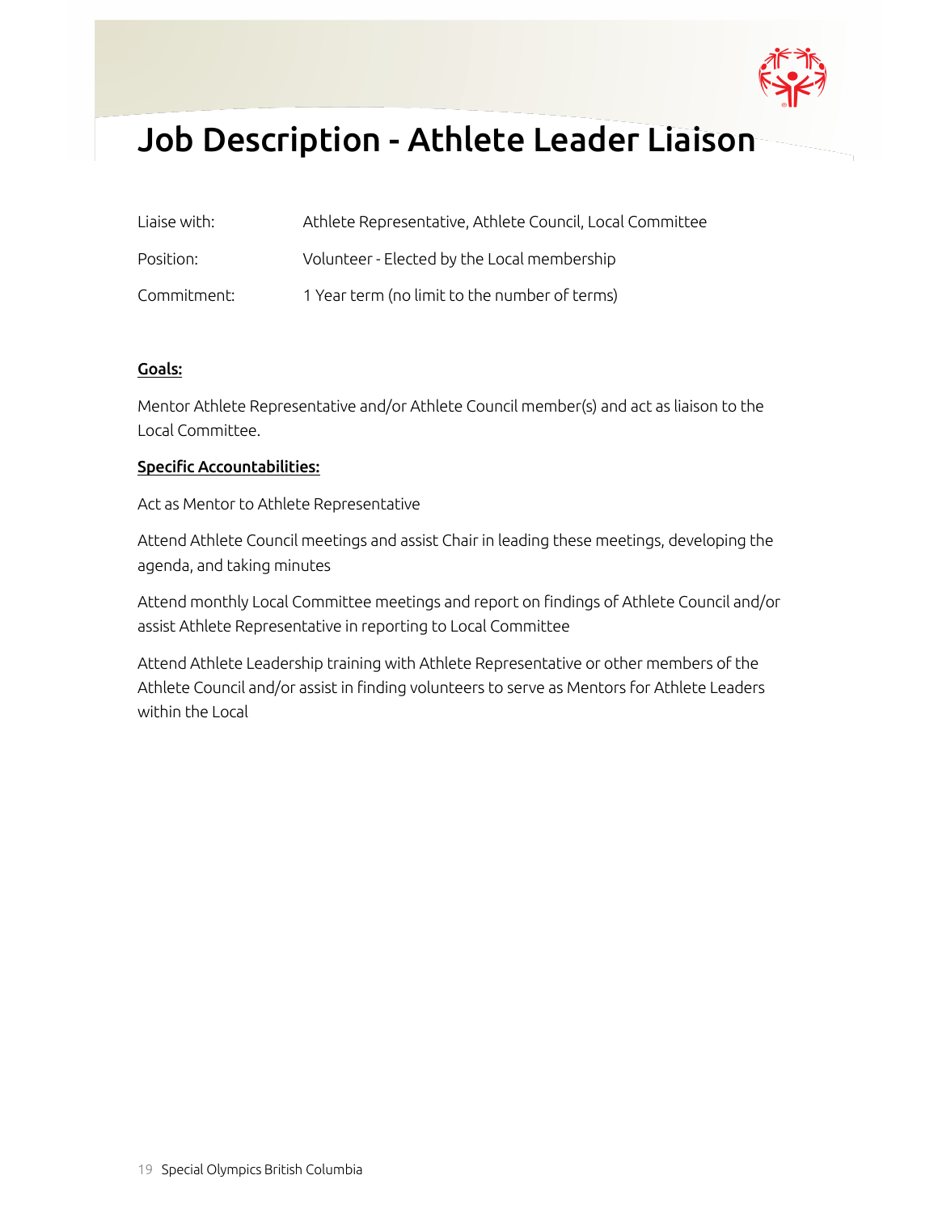# Job Description - Athlete Leader Liaison

| | |
|---|---|
| Liaise with: | Athlete Representative, Athlete Council, Local Committee |
| Position: | Volunteer - Elected by the Local membership |
| Commitment: | 1 Year term (no limit to the number of terms) |

**Goals:**

Mentor Athlete Representative and/or Athlete Council member(s) and act as liaison to the Local Committee.

**Specific Accountabilities:**

Act as Mentor to Athlete Representative

Attend Athlete Council meetings and assist Chair in leading these meetings, developing the agenda, and taking minutes

Attend monthly Local Committee meetings and report on findings of Athlete Council and/or assist Athlete Representative in reporting to Local Committee

Attend Athlete Leadership training with Athlete Representative or other members of the Athlete Council and/or assist in finding volunteers to serve as Mentors for Athlete Leaders within the Local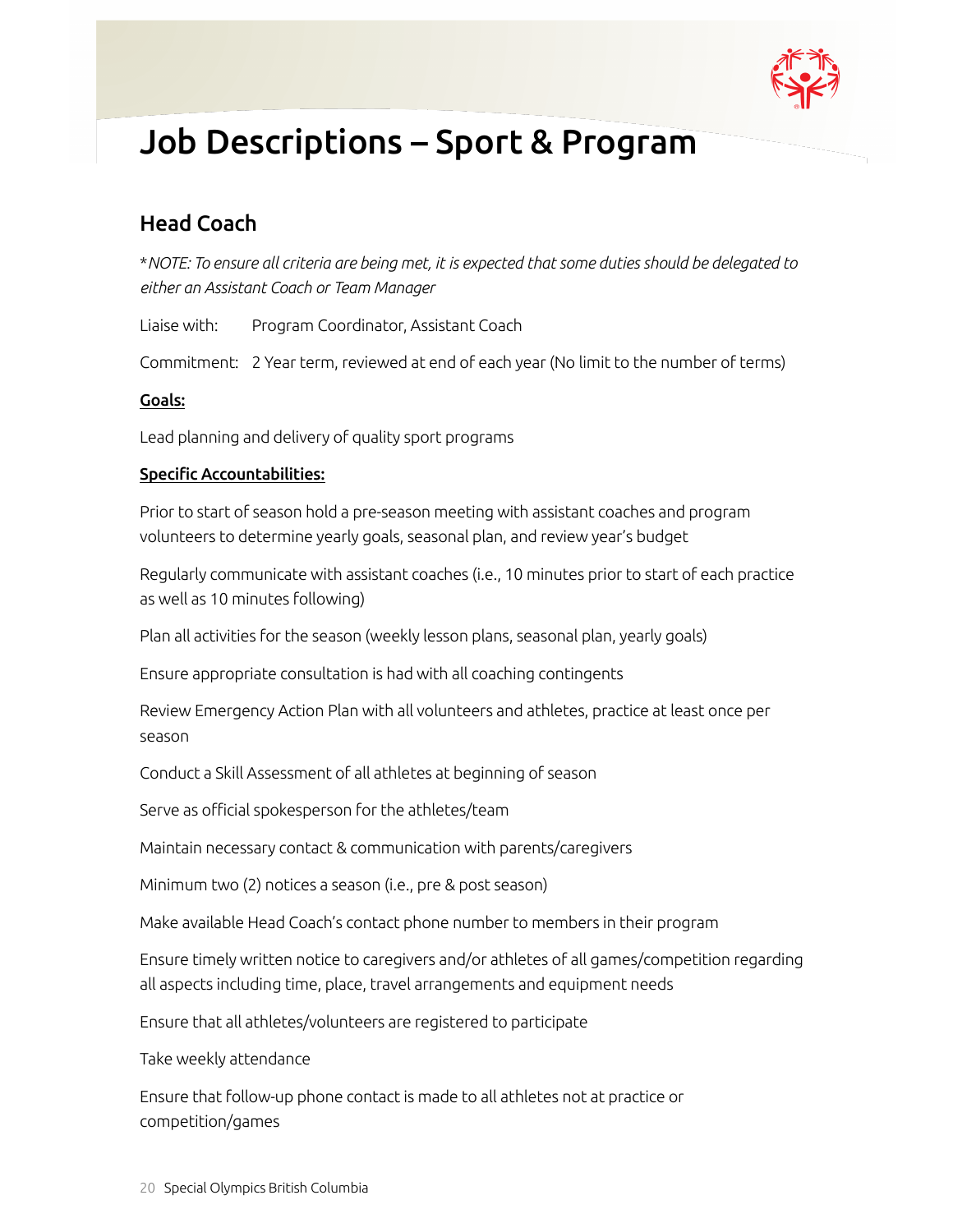# Job Descriptions – Sport & Program

## Head Coach

**NOTE:* *To ensure all criteria are being met, it is expected that some duties should be delegated to either an Assistant Coach or Team Manager*

Liaise with: Program Coordinator, Assistant Coach

Commitment: 2 Year term, reviewed at end of each year (No limit to the number of terms)

**Goals:**

Lead planning and delivery of quality sport programs

**Specific Accountabilities:**

Prior to start of season hold a pre-season meeting with assistant coaches and program volunteers to determine yearly goals, seasonal plan, and review year's budget

Regularly communicate with assistant coaches (i.e., 10 minutes prior to start of each practice as well as 10 minutes following)

Plan all activities for the season (weekly lesson plans, seasonal plan, yearly goals)

Ensure appropriate consultation is had with all coaching contingents

Review Emergency Action Plan with all volunteers and athletes, practice at least once per season

Conduct a Skill Assessment of all athletes at beginning of season

Serve as official spokesperson for the athletes/team

Maintain necessary contact & communication with parents/caregivers

Minimum two (2) notices a season (i.e., pre & post season)

Make available Head Coach's contact phone number to members in their program

Ensure timely written notice to caregivers and/or athletes of all games/competition regarding all aspects including time, place, travel arrangements and equipment needs

Ensure that all athletes/volunteers are registered to participate

Take weekly attendance

Ensure that follow-up phone contact is made to all athletes not at practice or competition/games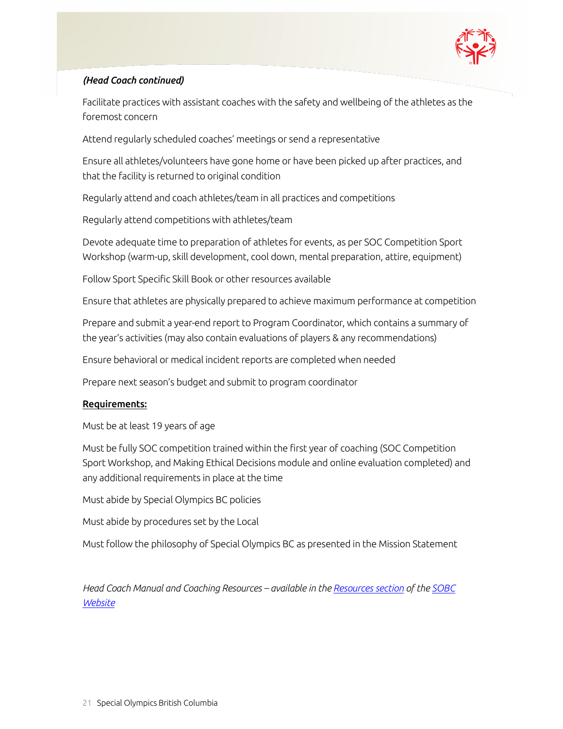*(Head Coach continued)*

Facilitate practices with assistant coaches with the safety and wellbeing of the athletes as the foremost concern

Attend regularly scheduled coaches' meetings or send a representative

Ensure all athletes/volunteers have gone home or have been picked up after practices, and that the facility is returned to original condition

Regularly attend and coach athletes/team in all practices and competitions

Regularly attend competitions with athletes/team

Devote adequate time to preparation of athletes for events, as per SOC Competition Sport Workshop (warm-up, skill development, cool down, mental preparation, attire, equipment)

Follow Sport Specific Skill Book or other resources available

Ensure that athletes are physically prepared to achieve maximum performance at competition

Prepare and submit a year-end report to Program Coordinator, which contains a summary of the year's activities (may also contain evaluations of players & any recommendations)

Ensure behavioral or medical incident reports are completed when needed

Prepare next season's budget and submit to program coordinator

**Requirements:**

Must be at least 19 years of age

Must be fully SOC competition trained within the first year of coaching (SOC Competition Sport Workshop, and Making Ethical Decisions module and online evaluation completed) and any additional requirements in place at the time

Must abide by Special Olympics BC policies

Must abide by procedures set by the Local

Must follow the philosophy of Special Olympics BC as presented in the Mission Statement

*Head Coach Manual and Coaching Resources – available in the Resources section of the SOBC Website*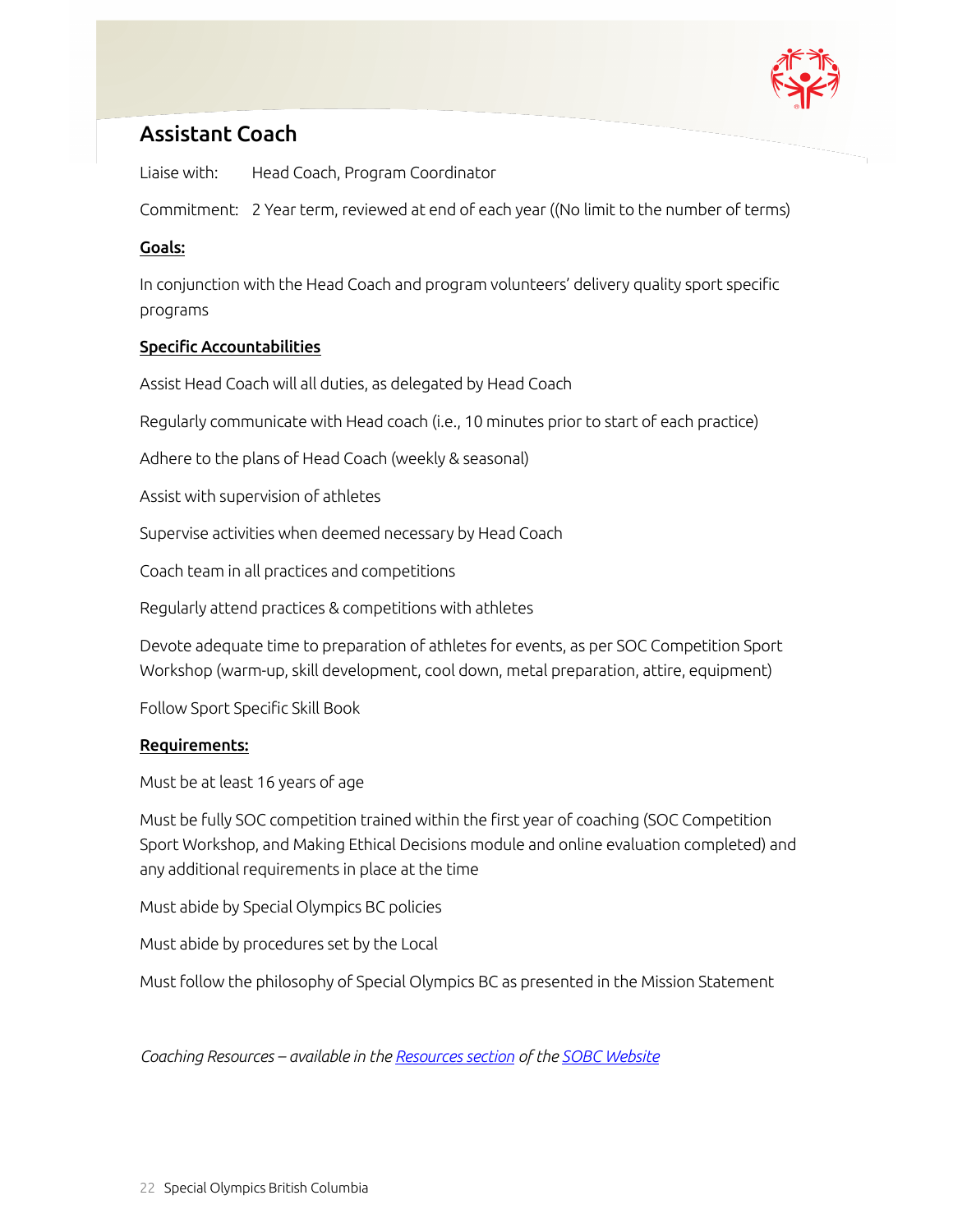## Assistant Coach

Liaise with: Head Coach, Program Coordinator

Commitment: 2 Year term, reviewed at end of each year ((No limit to the number of terms)

**Goals:**

In conjunction with the Head Coach and program volunteers' delivery quality sport specific programs

**Specific Accountabilities**

Assist Head Coach will all duties, as delegated by Head Coach

Regularly communicate with Head coach (i.e., 10 minutes prior to start of each practice)

Adhere to the plans of Head Coach (weekly & seasonal)

Assist with supervision of athletes

Supervise activities when deemed necessary by Head Coach

Coach team in all practices and competitions

Regularly attend practices & competitions with athletes

Devote adequate time to preparation of athletes for events, as per SOC Competition Sport Workshop (warm-up, skill development, cool down, metal preparation, attire, equipment)

Follow Sport Specific Skill Book

**Requirements:**

Must be at least 16 years of age

Must be fully SOC competition trained within the first year of coaching (SOC Competition Sport Workshop, and Making Ethical Decisions module and online evaluation completed) and any additional requirements in place at the time

Must abide by Special Olympics BC policies

Must abide by procedures set by the Local

Must follow the philosophy of Special Olympics BC as presented in the Mission Statement

*Coaching Resources – available in the Resources section of the SOBC Website*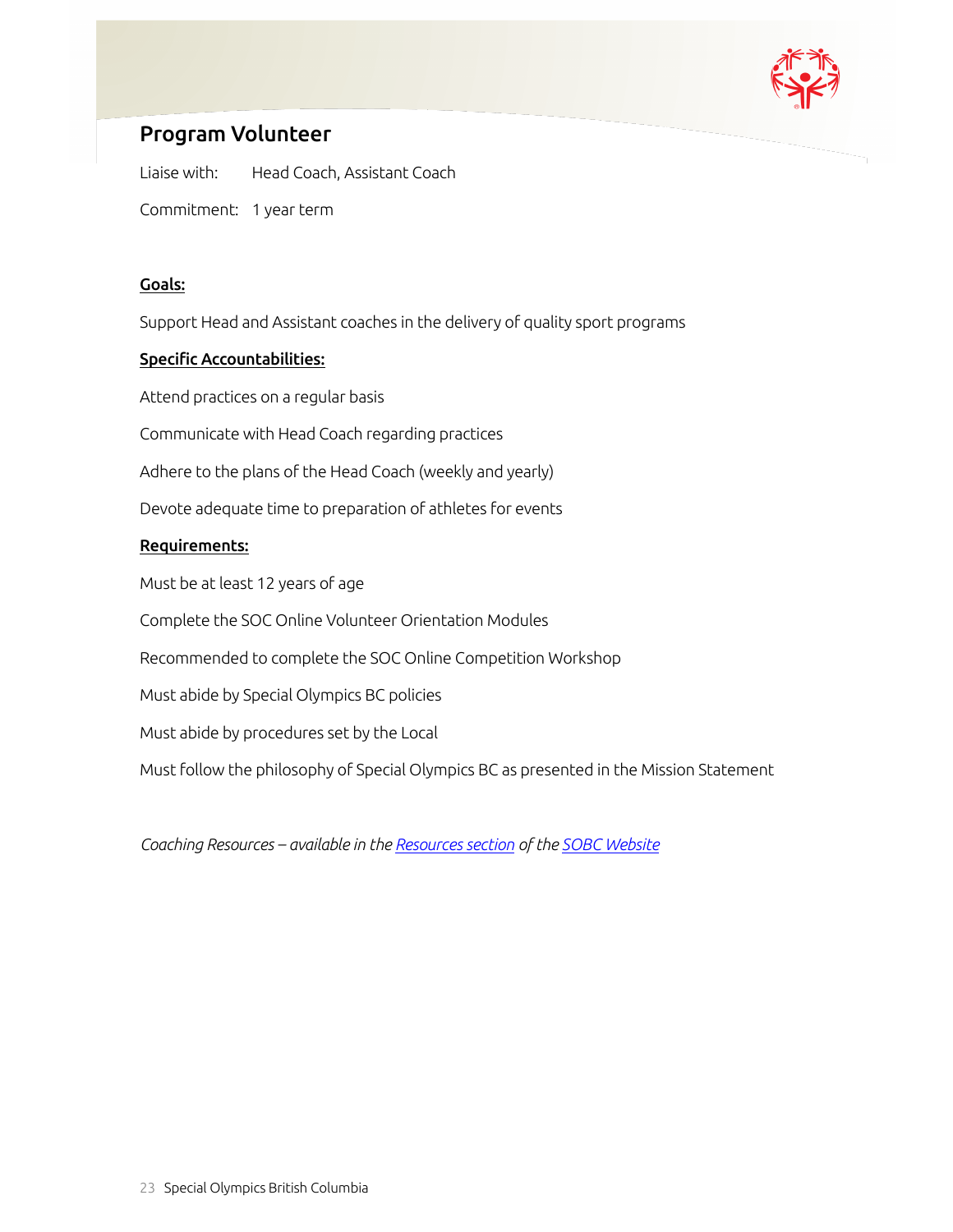## Program Volunteer

Liaise with: Head Coach, Assistant Coach

Commitment: 1 year term

**Goals:**

Support Head and Assistant coaches in the delivery of quality sport programs

**Specific Accountabilities:**

Attend practices on a regular basis

Communicate with Head Coach regarding practices

Adhere to the plans of the Head Coach (weekly and yearly)

Devote adequate time to preparation of athletes for events

**Requirements:**

Must be at least 12 years of age

Complete the SOC Online Volunteer Orientation Modules

Recommended to complete the SOC Online Competition Workshop

Must abide by Special Olympics BC policies

Must abide by procedures set by the Local

Must follow the philosophy of Special Olympics BC as presented in the Mission Statement

*Coaching Resources – available in the Resources section of the SOBC Website*